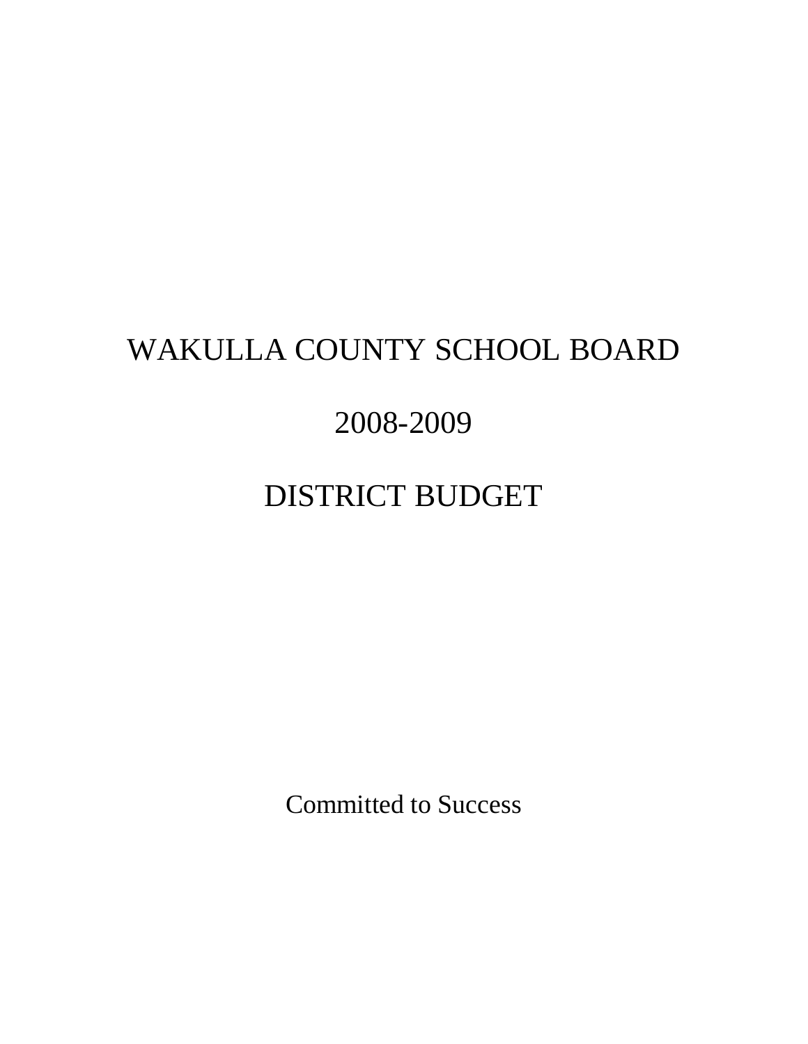# WAKULLA COUNTY SCHOOL BOARD

# 2008-2009

# DISTRICT BUDGET

Committed to Success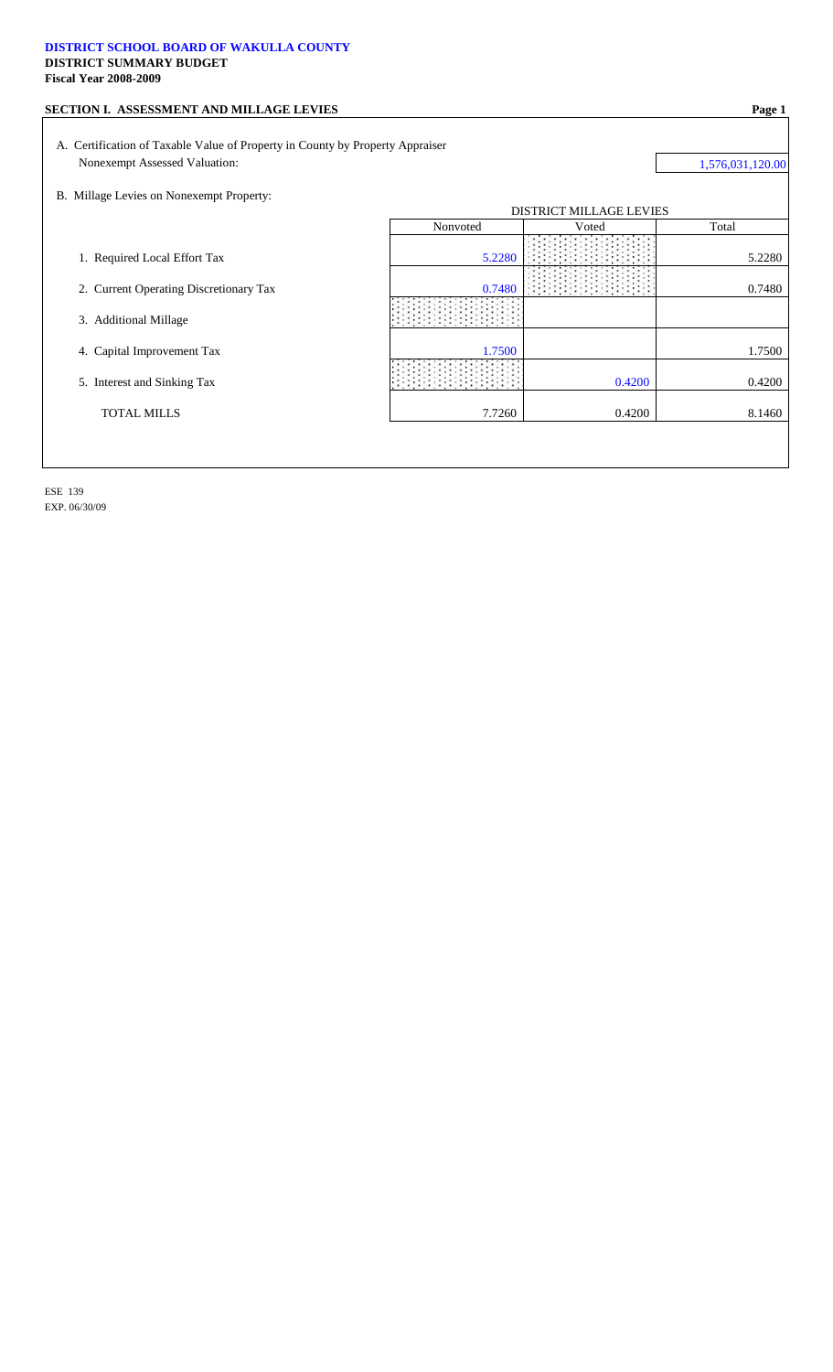**DISTRICT SCHOOL BOARD OF WAKULLA COUNTY**
**DISTRICT SUMMARY BUDGET**
**Fiscal Year 2008-2009**

## SECTION I. ASSESSMENT AND MILLAGE LEVIES

A. Certification of Taxable Value of Property in County by Property Appraiser
Nonexempt Assessed Valuation: 1,576,031,120.00

B. Millage Levies on Nonexempt Property:

| | DISTRICT MILLAGE LEVIES | | |
|---|---|---|---|
| | Nonvoted | Voted | Total |
| 1. Required Local Effort Tax | 5.2280 | | 5.2280 |
| 2. Current Operating Discretionary Tax | 0.7480 | | 0.7480 |
| 3. Additional Millage | | | |
| 4. Capital Improvement Tax | 1.7500 | | 1.7500 |
| 5. Interest and Sinking Tax | | 0.4200 | 0.4200 |
| TOTAL MILLS | 7.7260 | 0.4200 | 8.1460 |

ESE 139
EXP. 06/30/09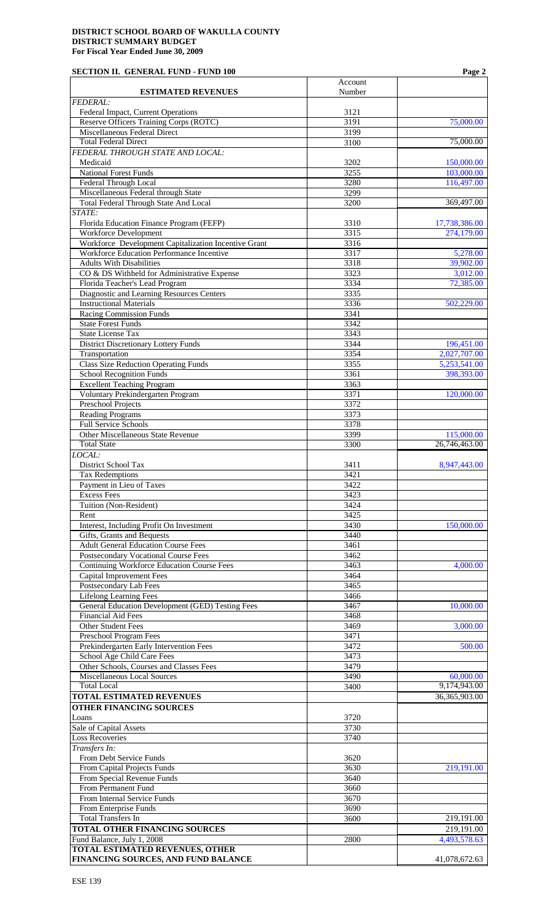**DISTRICT SCHOOL BOARD OF WAKULLA COUNTY**
**DISTRICT SUMMARY BUDGET**
**For Fiscal Year Ended June 30, 2009**

**SECTION II. GENERAL FUND - FUND 100**

| ESTIMATED REVENUES | Account Number | |
|---|---|---|
| *FEDERAL:* | | |
| Federal Impact, Current Operations | 3121 | |
| Reserve Officers Training Corps (ROTC) | 3191 | 75,000.00 |
| Miscellaneous Federal Direct | 3199 | |
| Total Federal Direct | 3100 | 75,000.00 |
| *FEDERAL THROUGH STATE AND LOCAL:* | | |
| Medicaid | 3202 | 150,000.00 |
| National Forest Funds | 3255 | 103,000.00 |
| Federal Through Local | 3280 | 116,497.00 |
| Miscellaneous Federal through State | 3299 | |
| Total Federal Through State And Local | 3200 | 369,497.00 |
| *STATE:* | | |
| Florida Education Finance Program (FEFP) | 3310 | 17,738,386.00 |
| Workforce Development | 3315 | 274,179.00 |
| Workforce Development Capitalization Incentive Grant | 3316 | |
| Workforce Education Performance Incentive | 3317 | 5,278.00 |
| Adults With Disabilities | 3318 | 39,902.00 |
| CO & DS Withheld for Administrative Expense | 3323 | 3,012.00 |
| Florida Teacher's Lead Program | 3334 | 72,385.00 |
| Diagnostic and Learning Resources Centers | 3335 | |
| Instructional Materials | 3336 | 502,229.00 |
| Racing Commission Funds | 3341 | |
| State Forest Funds | 3342 | |
| State License Tax | 3343 | |
| District Discretionary Lottery Funds | 3344 | 196,451.00 |
| Transportation | 3354 | 2,027,707.00 |
| Class Size Reduction Operating Funds | 3355 | 5,253,541.00 |
| School Recognition Funds | 3361 | 398,393.00 |
| Excellent Teaching Program | 3363 | |
| Voluntary Prekindergarten Program | 3371 | 120,000.00 |
| Preschool Projects | 3372 | |
| Reading Programs | 3373 | |
| Full Service Schools | 3378 | |
| Other Miscellaneous State Revenue | 3399 | 115,000.00 |
| Total State | 3300 | 26,746,463.00 |
| *LOCAL:* | | |
| District School Tax | 3411 | 8,947,443.00 |
| Tax Redemptions | 3421 | |
| Payment in Lieu of Taxes | 3422 | |
| Excess Fees | 3423 | |
| Tuition (Non-Resident) | 3424 | |
| Rent | 3425 | |
| Interest, Including Profit On Investment | 3430 | 150,000.00 |
| Gifts, Grants and Bequests | 3440 | |
| Adult General Education Course Fees | 3461 | |
| Postsecondary Vocational Course Fees | 3462 | |
| Continuing Workforce Education Course Fees | 3463 | 4,000.00 |
| Capital Improvement Fees | 3464 | |
| Postsecondary Lab Fees | 3465 | |
| Lifelong Learning Fees | 3466 | |
| General Education Development (GED) Testing Fees | 3467 | 10,000.00 |
| Financial Aid Fees | 3468 | |
| Other Student Fees | 3469 | 3,000.00 |
| Preschool Program Fees | 3471 | |
| Prekindergarten Early Intervention Fees | 3472 | 500.00 |
| School Age Child Care Fees | 3473 | |
| Other Schools, Courses and Classes Fees | 3479 | |
| Miscellaneous Local Sources | 3490 | 60,000.00 |
| Total Local | 3400 | 9,174,943.00 |
| **TOTAL ESTIMATED REVENUES** | | 36,365,903.00 |
| **OTHER FINANCING SOURCES** | | |
| Loans | 3720 | |
| Sale of Capital Assets | 3730 | |
| Loss Recoveries | 3740 | |
| *Transfers In:* | | |
| From Debt Service Funds | 3620 | |
| From Capital Projects Funds | 3630 | 219,191.00 |
| From Special Revenue Funds | 3640 | |
| From Permanent Fund | 3660 | |
| From Internal Service Funds | 3670 | |
| From Enterprise Funds | 3690 | |
| Total Transfers In | 3600 | 219,191.00 |
| **TOTAL OTHER FINANCING SOURCES** | | 219,191.00 |
| Fund Balance, July 1, 2008 | 2800 | 4,493,578.63 |
| **TOTAL ESTIMATED REVENUES, OTHER FINANCING SOURCES, AND FUND BALANCE** | | 41,078,672.63 |

ESE 139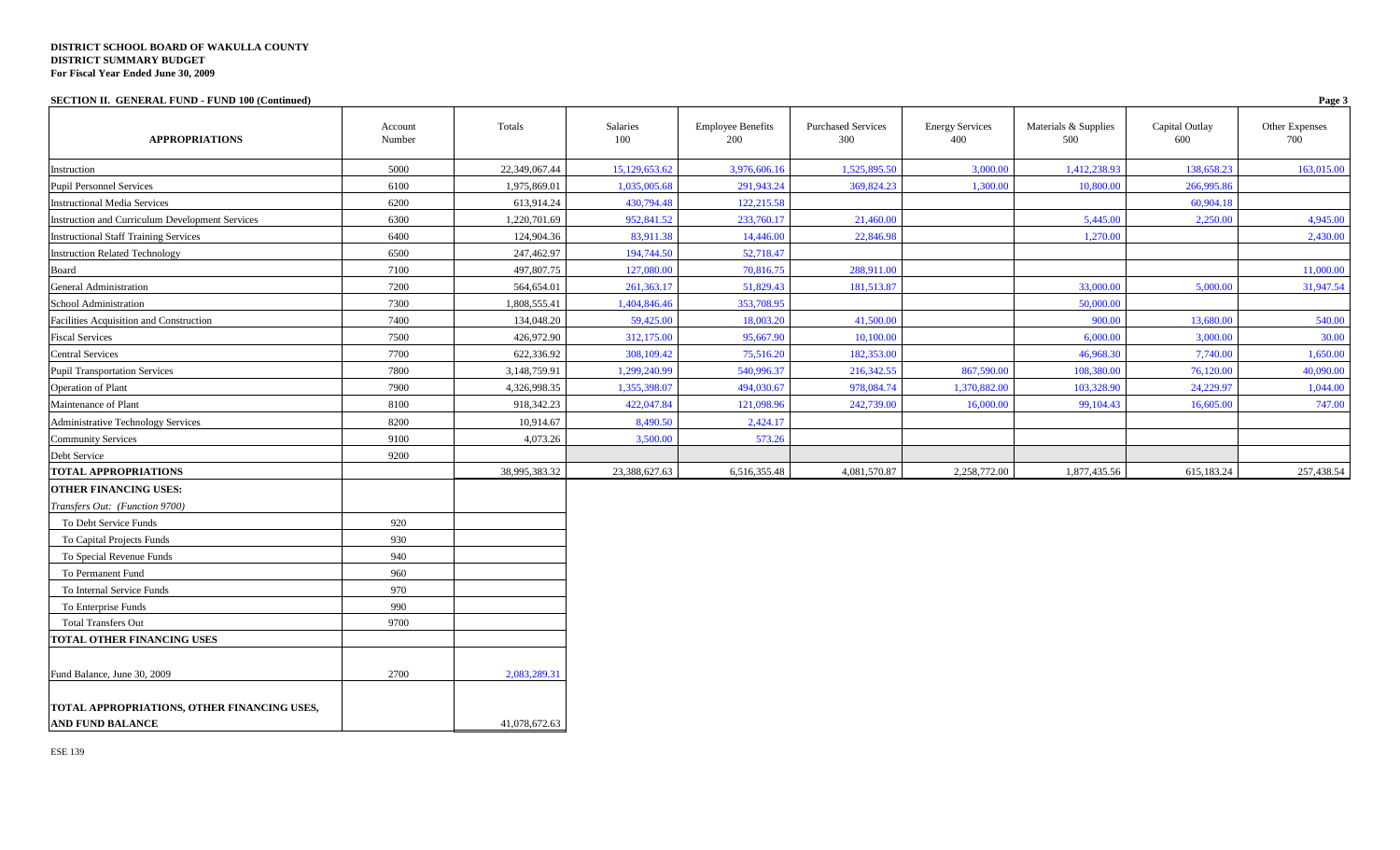**DISTRICT SCHOOL BOARD OF WAKULLA COUNTY**
**DISTRICT SUMMARY BUDGET**
**For Fiscal Year Ended June 30, 2009**

**SECTION II. GENERAL FUND - FUND 100 (Continued)**

| APPROPRIATIONS | Account Number | Totals | Salaries 100 | Employee Benefits 200 | Purchased Services 300 | Energy Services 400 | Materials & Supplies 500 | Capital Outlay 600 | Other Expenses 700 |
|---|---|---|---|---|---|---|---|---|---|
| Instruction | 5000 | 22,349,067.44 | 15,129,653.62 | 3,976,606.16 | 1,525,895.50 | 3,000.00 | 1,412,238.93 | 138,658.23 | 163,015.00 |
| Pupil Personnel Services | 6100 | 1,975,869.01 | 1,035,005.68 | 291,943.24 | 369,824.23 | 1,300.00 | 10,800.00 | 266,995.86 | |
| Instructional Media Services | 6200 | 613,914.24 | 430,794.48 | 122,215.58 | | | | 60,904.18 | |
| Instruction and Curriculum Development Services | 6300 | 1,220,701.69 | 952,841.52 | 233,760.17 | 21,460.00 | | 5,445.00 | 2,250.00 | 4,945.00 |
| Instructional Staff Training Services | 6400 | 124,904.36 | 83,911.38 | 14,446.00 | 22,846.98 | | 1,270.00 | | 2,430.00 |
| Instruction Related Technology | 6500 | 247,462.97 | 194,744.50 | 52,718.47 | | | | | |
| Board | 7100 | 497,807.75 | 127,080.00 | 70,816.75 | 288,911.00 | | | | 11,000.00 |
| General Administration | 7200 | 564,654.01 | 261,363.17 | 51,829.43 | 181,513.87 | | 33,000.00 | 5,000.00 | 31,947.54 |
| School Administration | 7300 | 1,808,555.41 | 1,404,846.46 | 353,708.95 | | | 50,000.00 | | |
| Facilities Acquisition and Construction | 7400 | 134,048.20 | 59,425.00 | 18,003.20 | 41,500.00 | | 900.00 | 13,680.00 | 540.00 |
| Fiscal Services | 7500 | 426,972.90 | 312,175.00 | 95,667.90 | 10,100.00 | | 6,000.00 | 3,000.00 | 30.00 |
| Central Services | 7700 | 622,336.92 | 308,109.42 | 75,516.20 | 182,353.00 | | 46,968.30 | 7,740.00 | 1,650.00 |
| Pupil Transportation Services | 7800 | 3,148,759.91 | 1,299,240.99 | 540,996.37 | 216,342.55 | 867,590.00 | 108,380.00 | 76,120.00 | 40,090.00 |
| Operation of Plant | 7900 | 4,326,998.35 | 1,355,398.07 | 494,030.67 | 978,084.74 | 1,370,882.00 | 103,328.90 | 24,229.97 | 1,044.00 |
| Maintenance of Plant | 8100 | 918,342.23 | 422,047.84 | 121,098.96 | 242,739.00 | 16,000.00 | 99,104.43 | 16,605.00 | 747.00 |
| Administrative Technology Services | 8200 | 10,914.67 | 8,490.50 | 2,424.17 | | | | | |
| Community Services | 9100 | 4,073.26 | 3,500.00 | 573.26 | | | | | |
| Debt Service | 9200 | | | | | | | | |
| **TOTAL APPROPRIATIONS** | | 38,995,383.32 | 23,388,627.63 | 6,516,355.48 | 4,081,570.87 | 2,258,772.00 | 1,877,435.56 | 615,183.24 | 257,438.54 |
| **OTHER FINANCING USES:** | | | | | | | | | |
| *Transfers Out: (Function 9700)* | | | | | | | | | |
| To Debt Service Funds | 920 | | | | | | | | |
| To Capital Projects Funds | 930 | | | | | | | | |
| To Special Revenue Funds | 940 | | | | | | | | |
| To Permanent Fund | 960 | | | | | | | | |
| To Internal Service Funds | 970 | | | | | | | | |
| To Enterprise Funds | 990 | | | | | | | | |
| Total Transfers Out | 9700 | | | | | | | | |
| **TOTAL OTHER FINANCING USES** | | | | | | | | | |
| Fund Balance, June 30, 2009 | 2700 | 2,083,289.31 | | | | | | | |
| **TOTAL APPROPRIATIONS, OTHER FINANCING USES, AND FUND BALANCE** | | 41,078,672.63 | | | | | | | |

ESE 139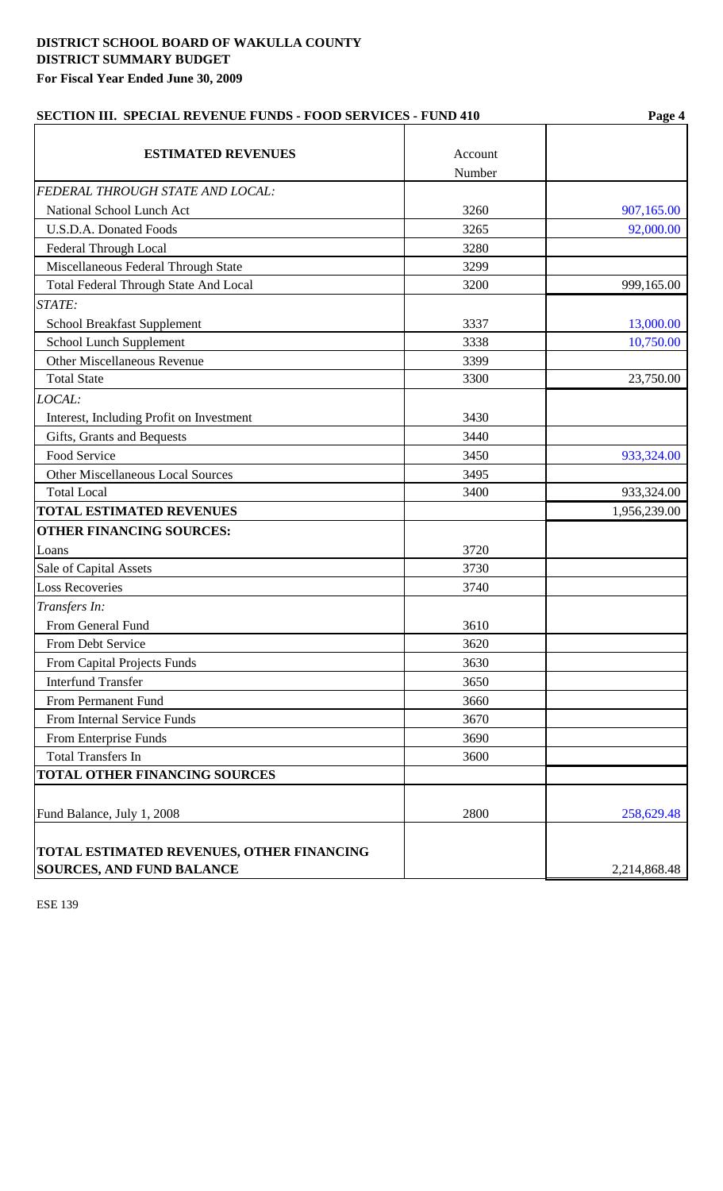**DISTRICT SCHOOL BOARD OF WAKULLA COUNTY**
**DISTRICT SUMMARY BUDGET**
**For Fiscal Year Ended June 30, 2009**

**SECTION III. SPECIAL REVENUE FUNDS - FOOD SERVICES - FUND 410**

| **ESTIMATED REVENUES** | Account Number | |
|---|---|---|
| *FEDERAL THROUGH STATE AND LOCAL:* | | |
| National School Lunch Act | 3260 | 907,165.00 |
| U.S.D.A. Donated Foods | 3265 | 92,000.00 |
| Federal Through Local | 3280 | |
| Miscellaneous Federal Through State | 3299 | |
| Total Federal Through State And Local | 3200 | 999,165.00 |
| *STATE:* | | |
| School Breakfast Supplement | 3337 | 13,000.00 |
| School Lunch Supplement | 3338 | 10,750.00 |
| Other Miscellaneous Revenue | 3399 | |
| Total State | 3300 | 23,750.00 |
| *LOCAL:* | | |
| Interest, Including Profit on Investment | 3430 | |
| Gifts, Grants and Bequests | 3440 | |
| Food Service | 3450 | 933,324.00 |
| Other Miscellaneous Local Sources | 3495 | |
| Total Local | 3400 | 933,324.00 |
| **TOTAL ESTIMATED REVENUES** | | 1,956,239.00 |
| **OTHER FINANCING SOURCES:** | | |
| Loans | 3720 | |
| Sale of Capital Assets | 3730 | |
| Loss Recoveries | 3740 | |
| *Transfers In:* | | |
| From General Fund | 3610 | |
| From Debt Service | 3620 | |
| From Capital Projects Funds | 3630 | |
| Interfund Transfer | 3650 | |
| From Permanent Fund | 3660 | |
| From Internal Service Funds | 3670 | |
| From Enterprise Funds | 3690 | |
| Total Transfers In | 3600 | |
| **TOTAL OTHER FINANCING SOURCES** | | |
| Fund Balance, July 1, 2008 | 2800 | 258,629.48 |
| **TOTAL ESTIMATED REVENUES, OTHER FINANCING SOURCES, AND FUND BALANCE** | | 2,214,868.48 |

ESE 139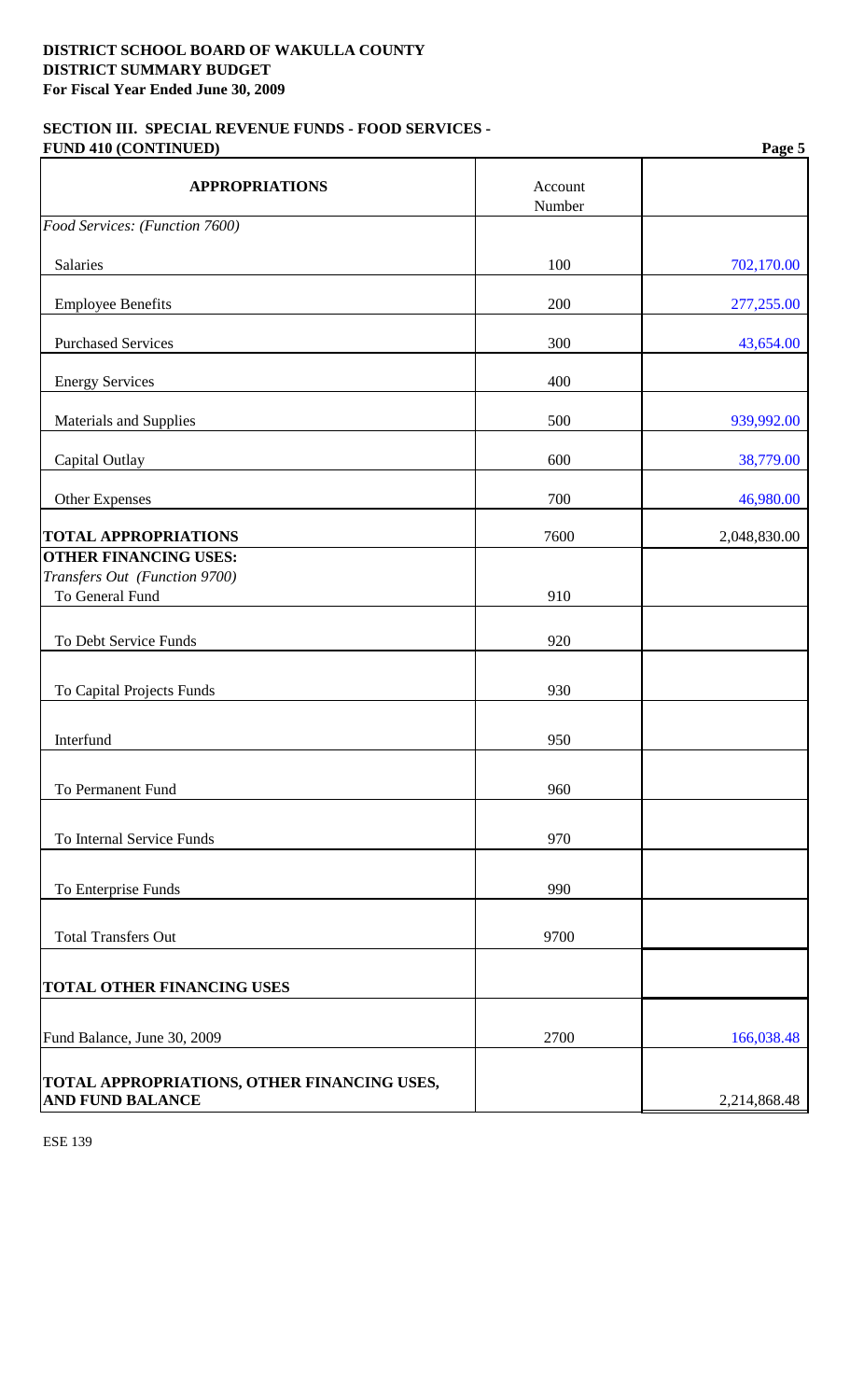**DISTRICT SCHOOL BOARD OF WAKULLA COUNTY**
**DISTRICT SUMMARY BUDGET**
**For Fiscal Year Ended June 30, 2009**

**SECTION III. SPECIAL REVENUE FUNDS - FOOD SERVICES - FUND 410 (CONTINUED)**

| APPROPRIATIONS | Account Number | |
|---|---|---|
| *Food Services: (Function 7600)* | | |
| Salaries | 100 | 702,170.00 |
| Employee Benefits | 200 | 277,255.00 |
| Purchased Services | 300 | 43,654.00 |
| Energy Services | 400 | |
| Materials and Supplies | 500 | 939,992.00 |
| Capital Outlay | 600 | 38,779.00 |
| Other Expenses | 700 | 46,980.00 |
| **TOTAL APPROPRIATIONS** | 7600 | 2,048,830.00 |
| **OTHER FINANCING USES:** | | |
| *Transfers Out (Function 9700)* | | |
| To General Fund | 910 | |
| To Debt Service Funds | 920 | |
| To Capital Projects Funds | 930 | |
| Interfund | 950 | |
| To Permanent Fund | 960 | |
| To Internal Service Funds | 970 | |
| To Enterprise Funds | 990 | |
| Total Transfers Out | 9700 | |
| **TOTAL OTHER FINANCING USES** | | |
| Fund Balance, June 30, 2009 | 2700 | 166,038.48 |
| **TOTAL APPROPRIATIONS, OTHER FINANCING USES, AND FUND BALANCE** | | 2,214,868.48 |

ESE 139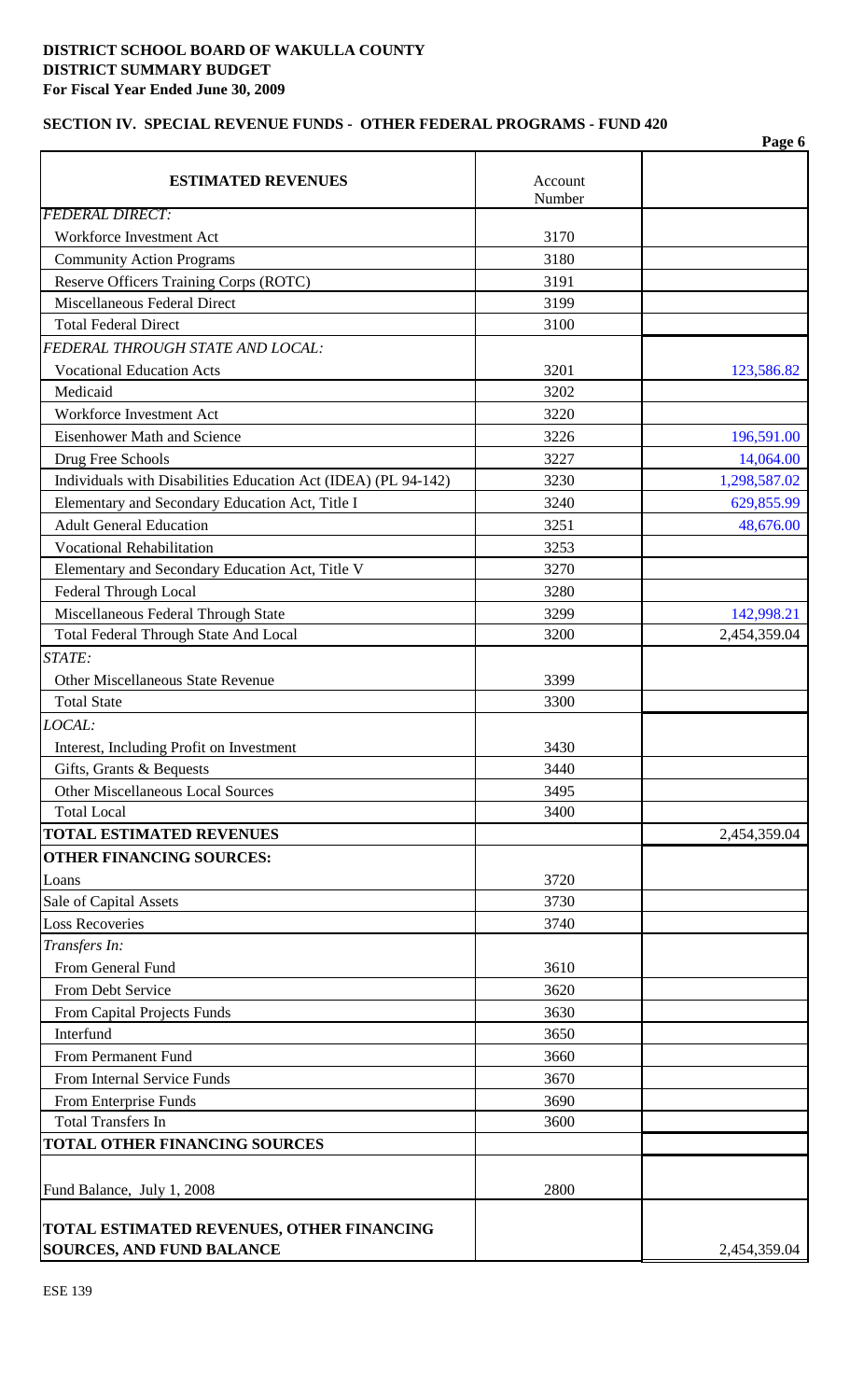**DISTRICT SCHOOL BOARD OF WAKULLA COUNTY**
**DISTRICT SUMMARY BUDGET**
**For Fiscal Year Ended June 30, 2009**

## SECTION IV. SPECIAL REVENUE FUNDS - OTHER FEDERAL PROGRAMS - FUND 420

| ESTIMATED REVENUES | Account Number | |
|---|---|---|
| *FEDERAL DIRECT:* | | |
| Workforce Investment Act | 3170 | |
| Community Action Programs | 3180 | |
| Reserve Officers Training Corps (ROTC) | 3191 | |
| Miscellaneous Federal Direct | 3199 | |
| Total Federal Direct | 3100 | |
| *FEDERAL THROUGH STATE AND LOCAL:* | | |
| Vocational Education Acts | 3201 | 123,586.82 |
| Medicaid | 3202 | |
| Workforce Investment Act | 3220 | |
| Eisenhower Math and Science | 3226 | 196,591.00 |
| Drug Free Schools | 3227 | 14,064.00 |
| Individuals with Disabilities Education Act (IDEA) (PL 94-142) | 3230 | 1,298,587.02 |
| Elementary and Secondary Education Act, Title I | 3240 | 629,855.99 |
| Adult General Education | 3251 | 48,676.00 |
| Vocational Rehabilitation | 3253 | |
| Elementary and Secondary Education Act, Title V | 3270 | |
| Federal Through Local | 3280 | |
| Miscellaneous Federal Through State | 3299 | 142,998.21 |
| Total Federal Through State And Local | 3200 | 2,454,359.04 |
| *STATE:* | | |
| Other Miscellaneous State Revenue | 3399 | |
| Total State | 3300 | |
| *LOCAL:* | | |
| Interest, Including Profit on Investment | 3430 | |
| Gifts, Grants & Bequests | 3440 | |
| Other Miscellaneous Local Sources | 3495 | |
| Total Local | 3400 | |
| **TOTAL ESTIMATED REVENUES** | | 2,454,359.04 |
| **OTHER FINANCING SOURCES:** | | |
| Loans | 3720 | |
| Sale of Capital Assets | 3730 | |
| Loss Recoveries | 3740 | |
| *Transfers In:* | | |
| From General Fund | 3610 | |
| From Debt Service | 3620 | |
| From Capital Projects Funds | 3630 | |
| Interfund | 3650 | |
| From Permanent Fund | 3660 | |
| From Internal Service Funds | 3670 | |
| From Enterprise Funds | 3690 | |
| Total Transfers In | 3600 | |
| **TOTAL OTHER FINANCING SOURCES** | | |
| Fund Balance, July 1, 2008 | 2800 | |
| **TOTAL ESTIMATED REVENUES, OTHER FINANCING SOURCES, AND FUND BALANCE** | | 2,454,359.04 |

ESE 139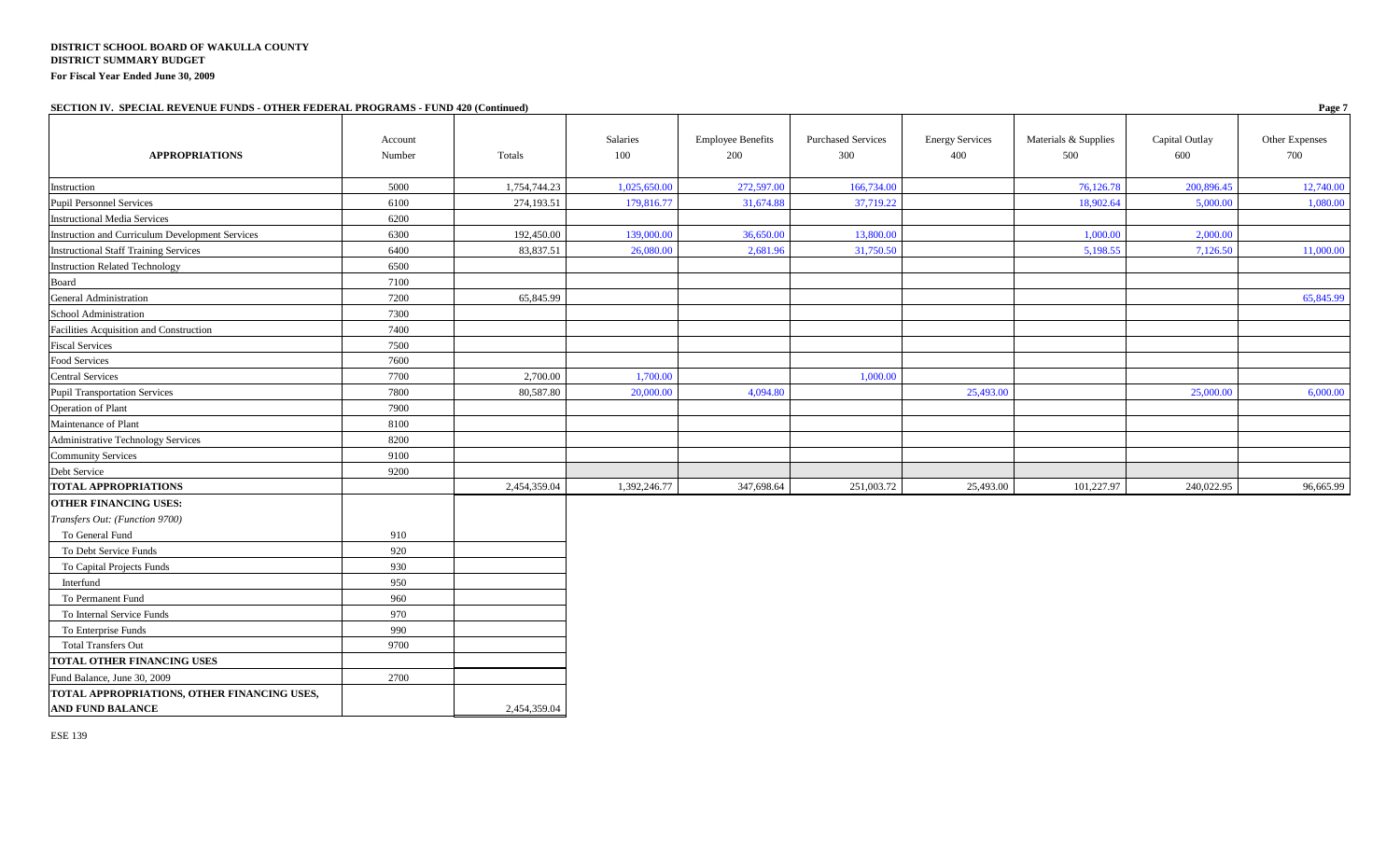**DISTRICT SCHOOL BOARD OF WAKULLA COUNTY**
**DISTRICT SUMMARY BUDGET**
**For Fiscal Year Ended June 30, 2009**

**SECTION IV. SPECIAL REVENUE FUNDS - OTHER FEDERAL PROGRAMS - FUND 420 (Continued)**

| APPROPRIATIONS | Account Number | Totals | Salaries 100 | Employee Benefits 200 | Purchased Services 300 | Energy Services 400 | Materials & Supplies 500 | Capital Outlay 600 | Other Expenses 700 |
|---|---|---|---|---|---|---|---|---|---|
| Instruction | 5000 | 1,754,744.23 | 1,025,650.00 | 272,597.00 | 166,734.00 | | 76,126.78 | 200,896.45 | 12,740.00 |
| Pupil Personnel Services | 6100 | 274,193.51 | 179,816.77 | 31,674.88 | 37,719.22 | | 18,902.64 | 5,000.00 | 1,080.00 |
| Instructional Media Services | 6200 | | | | | | | | |
| Instruction and Curriculum Development Services | 6300 | 192,450.00 | 139,000.00 | 36,650.00 | 13,800.00 | | 1,000.00 | 2,000.00 | |
| Instructional Staff Training Services | 6400 | 83,837.51 | 26,080.00 | 2,681.96 | 31,750.50 | | 5,198.55 | 7,126.50 | 11,000.00 |
| Instruction Related Technology | 6500 | | | | | | | | |
| Board | 7100 | | | | | | | | |
| General Administration | 7200 | 65,845.99 | | | | | | | 65,845.99 |
| School Administration | 7300 | | | | | | | | |
| Facilities Acquisition and Construction | 7400 | | | | | | | | |
| Fiscal Services | 7500 | | | | | | | | |
| Food Services | 7600 | | | | | | | | |
| Central Services | 7700 | 2,700.00 | 1,700.00 | | 1,000.00 | | | | |
| Pupil Transportation Services | 7800 | 80,587.80 | 20,000.00 | 4,094.80 | | 25,493.00 | | 25,000.00 | 6,000.00 |
| Operation of Plant | 7900 | | | | | | | | |
| Maintenance of Plant | 8100 | | | | | | | | |
| Administrative Technology Services | 8200 | | | | | | | | |
| Community Services | 9100 | | | | | | | | |
| Debt Service | 9200 | | | | | | | | |
| **TOTAL APPROPRIATIONS** | | 2,454,359.04 | 1,392,246.77 | 347,698.64 | 251,003.72 | 25,493.00 | 101,227.97 | 240,022.95 | 96,665.99 |
| **OTHER FINANCING USES:** | | | | | | | | | |
| *Transfers Out: (Function 9700)* | | | | | | | | | |
| To General Fund | 910 | | | | | | | | |
| To Debt Service Funds | 920 | | | | | | | | |
| To Capital Projects Funds | 930 | | | | | | | | |
| Interfund | 950 | | | | | | | | |
| To Permanent Fund | 960 | | | | | | | | |
| To Internal Service Funds | 970 | | | | | | | | |
| To Enterprise Funds | 990 | | | | | | | | |
| Total Transfers Out | 9700 | | | | | | | | |
| **TOTAL OTHER FINANCING USES** | | | | | | | | | |
| Fund Balance, June 30, 2009 | 2700 | | | | | | | | |
| **TOTAL APPROPRIATIONS, OTHER FINANCING USES, AND FUND BALANCE** | | 2,454,359.04 | | | | | | | |

ESE 139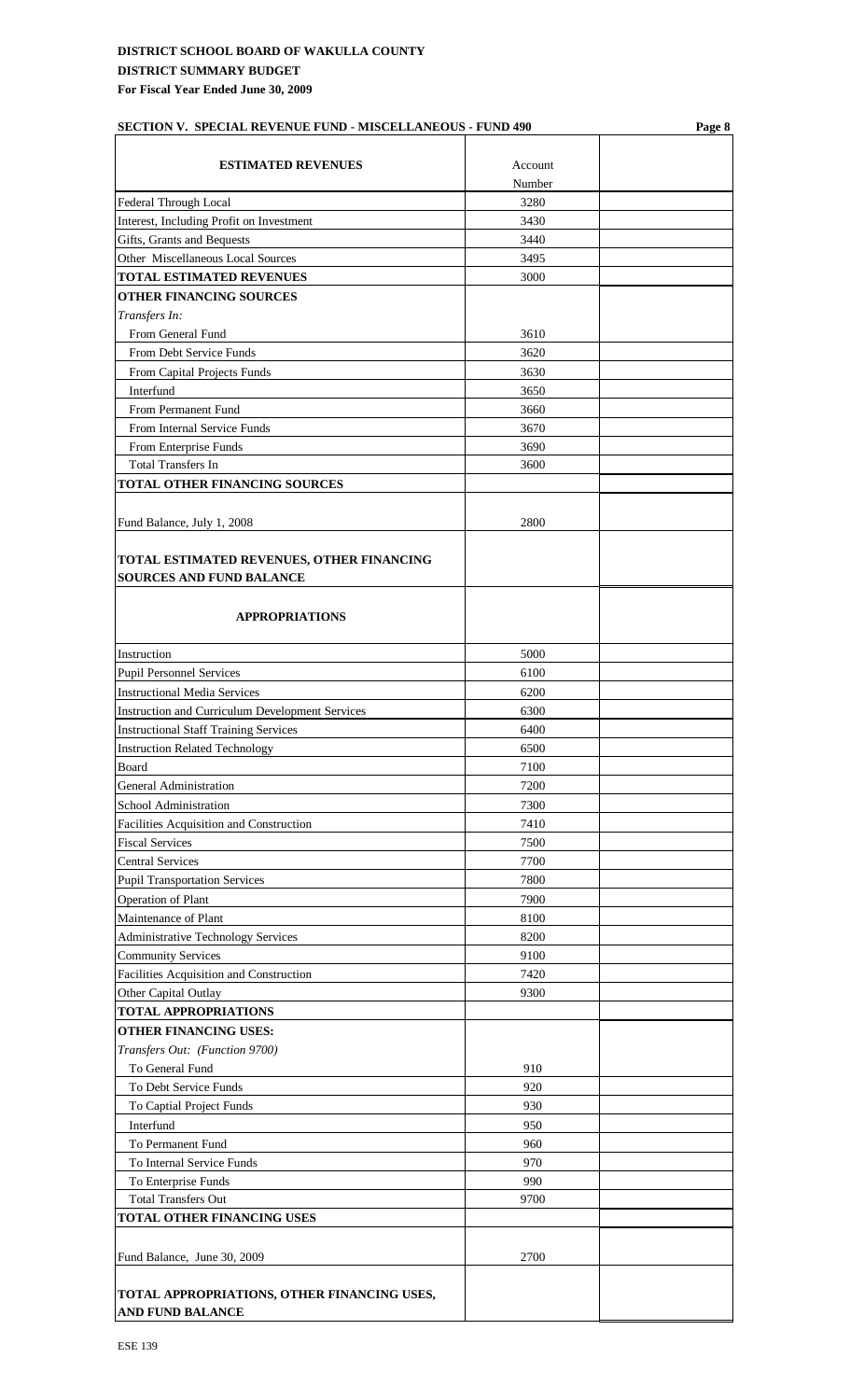**DISTRICT SCHOOL BOARD OF WAKULLA COUNTY**
**DISTRICT SUMMARY BUDGET**
**For Fiscal Year Ended June 30, 2009**

**SECTION V. SPECIAL REVENUE FUND - MISCELLANEOUS - FUND 490**

| ESTIMATED REVENUES | Account Number | |
|---|---|---|
| Federal Through Local | 3280 | |
| Interest, Including Profit on Investment | 3430 | |
| Gifts, Grants and Bequests | 3440 | |
| Other Miscellaneous Local Sources | 3495 | |
| **TOTAL ESTIMATED REVENUES** | 3000 | |
| **OTHER FINANCING SOURCES** | | |
| *Transfers In:* | | |
| From General Fund | 3610 | |
| From Debt Service Funds | 3620 | |
| From Capital Projects Funds | 3630 | |
| Interfund | 3650 | |
| From Permanent Fund | 3660 | |
| From Internal Service Funds | 3670 | |
| From Enterprise Funds | 3690 | |
| Total Transfers In | 3600 | |
| **TOTAL OTHER FINANCING SOURCES** | | |
| Fund Balance, July 1, 2008 | 2800 | |
| **TOTAL ESTIMATED REVENUES, OTHER FINANCING SOURCES AND FUND BALANCE** | | |
| **APPROPRIATIONS** | | |
| Instruction | 5000 | |
| Pupil Personnel Services | 6100 | |
| Instructional Media Services | 6200 | |
| Instruction and Curriculum Development Services | 6300 | |
| Instructional Staff Training Services | 6400 | |
| Instruction Related Technology | 6500 | |
| Board | 7100 | |
| General Administration | 7200 | |
| School Administration | 7300 | |
| Facilities Acquisition and Construction | 7410 | |
| Fiscal Services | 7500 | |
| Central Services | 7700 | |
| Pupil Transportation Services | 7800 | |
| Operation of Plant | 7900 | |
| Maintenance of Plant | 8100 | |
| Administrative Technology Services | 8200 | |
| Community Services | 9100 | |
| Facilities Acquisition and Construction | 7420 | |
| Other Capital Outlay | 9300 | |
| **TOTAL APPROPRIATIONS** | | |
| **OTHER FINANCING USES:** | | |
| *Transfers Out: (Function 9700)* | | |
| To General Fund | 910 | |
| To Debt Service Funds | 920 | |
| To Captial Project Funds | 930 | |
| Interfund | 950 | |
| To Permanent Fund | 960 | |
| To Internal Service Funds | 970 | |
| To Enterprise Funds | 990 | |
| Total Transfers Out | 9700 | |
| **TOTAL OTHER FINANCING USES** | | |
| Fund Balance, June 30, 2009 | 2700 | |
| **TOTAL APPROPRIATIONS, OTHER FINANCING USES, AND FUND BALANCE** | | |

ESE 139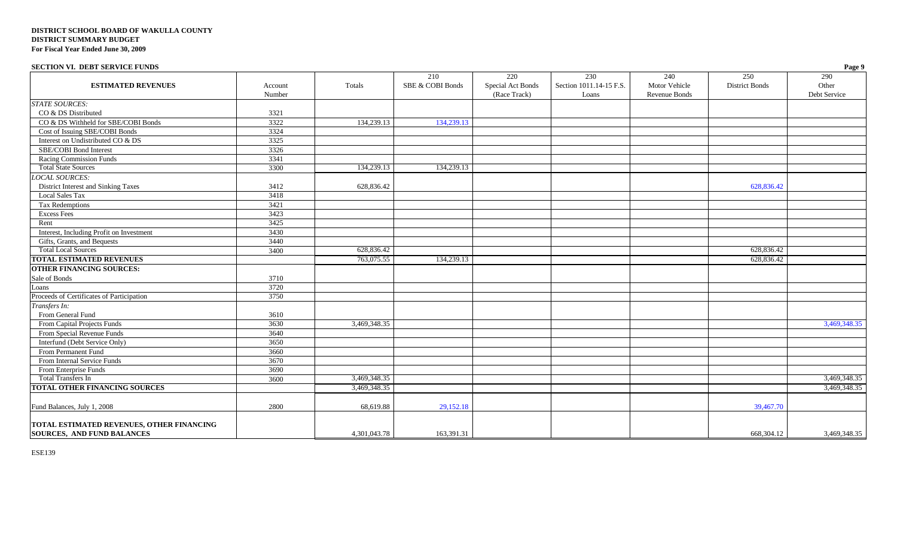**DISTRICT SCHOOL BOARD OF WAKULLA COUNTY**
**DISTRICT SUMMARY BUDGET**
**For Fiscal Year Ended June 30, 2009**

**SECTION VI. DEBT SERVICE FUNDS**

| ESTIMATED REVENUES | Account Number | Totals | 210 SBE & COBI Bonds | 220 Special Act Bonds (Race Track) | 230 Section 1011.14-15 F.S. Loans | 240 Motor Vehicle Revenue Bonds | 250 District Bonds | 290 Other Debt Service |
|---|---|---|---|---|---|---|---|---|
| *STATE SOURCES:* | | | | | | | | |
| CO & DS Distributed | 3321 | | | | | | | |
| CO & DS Withheld for SBE/COBI Bonds | 3322 | 134,239.13 | 134,239.13 | | | | | |
| Cost of Issuing SBE/COBI Bonds | 3324 | | | | | | | |
| Interest on Undistributed CO & DS | 3325 | | | | | | | |
| SBE/COBI Bond Interest | 3326 | | | | | | | |
| Racing Commission Funds | 3341 | | | | | | | |
| Total State Sources | 3300 | 134,239.13 | 134,239.13 | | | | | |
| *LOCAL SOURCES:* | | | | | | | | |
| District Interest and Sinking Taxes | 3412 | 628,836.42 | | | | | 628,836.42 | |
| Local Sales Tax | 3418 | | | | | | | |
| Tax Redemptions | 3421 | | | | | | | |
| Excess Fees | 3423 | | | | | | | |
| Rent | 3425 | | | | | | | |
| Interest, Including Profit on Investment | 3430 | | | | | | | |
| Gifts, Grants, and Bequests | 3440 | | | | | | | |
| Total Local Sources | 3400 | 628,836.42 | | | | | 628,836.42 | |
| **TOTAL ESTIMATED REVENUES** | | 763,075.55 | 134,239.13 | | | | 628,836.42 | |
| **OTHER FINANCING SOURCES:** | | | | | | | | |
| Sale of Bonds | 3710 | | | | | | | |
| Loans | 3720 | | | | | | | |
| Proceeds of Certificates of Participation | 3750 | | | | | | | |
| *Transfers In:* | | | | | | | | |
| From General Fund | 3610 | | | | | | | |
| From Capital Projects Funds | 3630 | 3,469,348.35 | | | | | | 3,469,348.35 |
| From Special Revenue Funds | 3640 | | | | | | | |
| Interfund (Debt Service Only) | 3650 | | | | | | | |
| From Permanent Fund | 3660 | | | | | | | |
| From Internal Service Funds | 3670 | | | | | | | |
| From Enterprise Funds | 3690 | | | | | | | |
| Total Transfers In | 3600 | 3,469,348.35 | | | | | | 3,469,348.35 |
| **TOTAL OTHER FINANCING SOURCES** | | 3,469,348.35 | | | | | | 3,469,348.35 |
| Fund Balances, July 1, 2008 | 2800 | 68,619.88 | 29,152.18 | | | | 39,467.70 | |
| **TOTAL ESTIMATED REVENUES, OTHER FINANCING SOURCES, AND FUND BALANCES** | | 4,301,043.78 | 163,391.31 | | | | 668,304.12 | 3,469,348.35 |

ESE139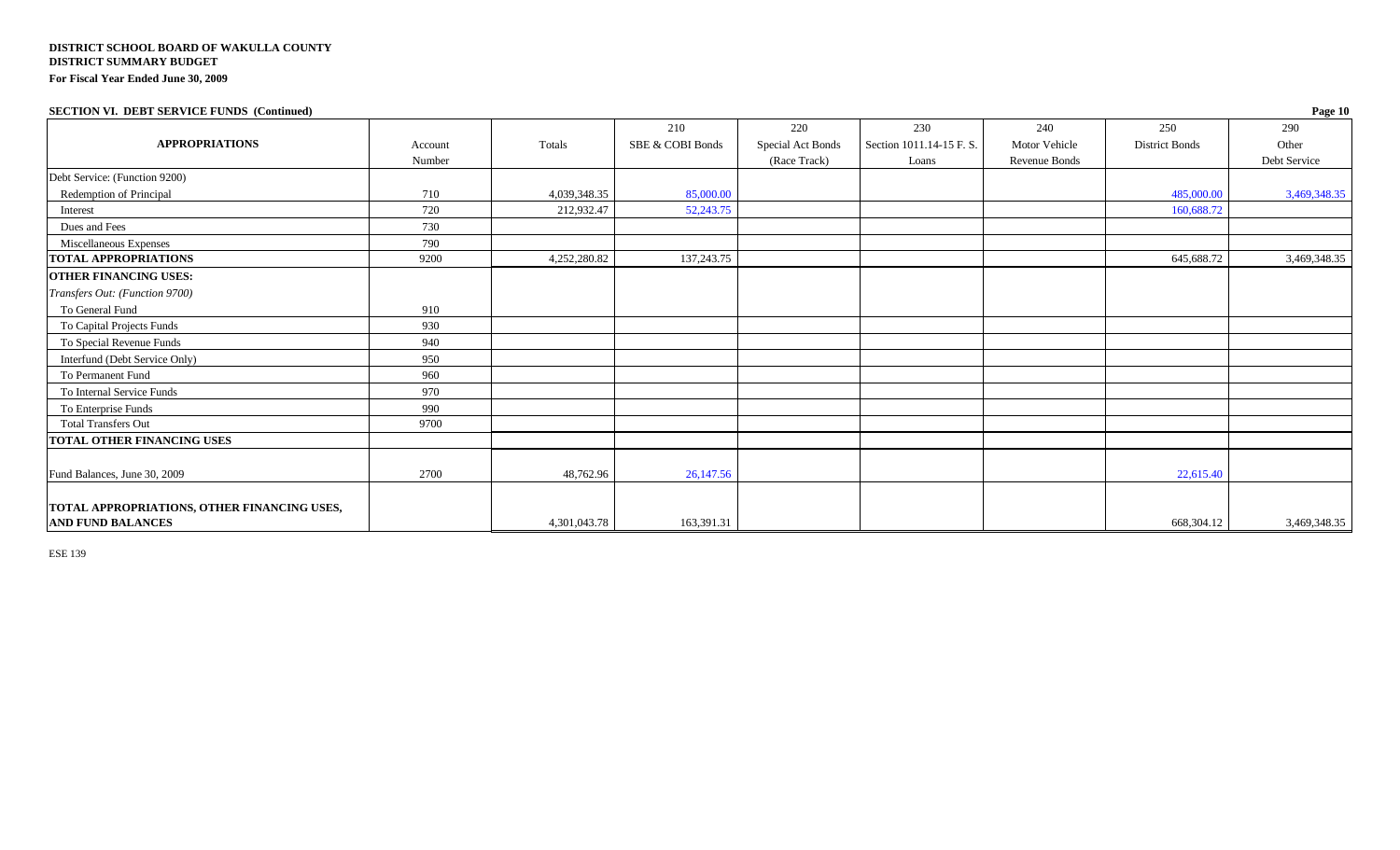**DISTRICT SCHOOL BOARD OF WAKULLA COUNTY**
**DISTRICT SUMMARY BUDGET**
**For Fiscal Year Ended June 30, 2009**

**SECTION VI. DEBT SERVICE FUNDS (Continued)**

| APPROPRIATIONS | Account Number | Totals | 210 SBE & COBI Bonds | 220 Special Act Bonds (Race Track) | 230 Section 1011.14-15 F. S. Loans | 240 Motor Vehicle Revenue Bonds | 250 District Bonds | 290 Other Debt Service |
|---|---|---|---|---|---|---|---|---|
| Debt Service: (Function 9200) | | | | | | | | |
| Redemption of Principal | 710 | 4,039,348.35 | 85,000.00 | | | | 485,000.00 | 3,469,348.35 |
| Interest | 720 | 212,932.47 | 52,243.75 | | | | 160,688.72 | |
| Dues and Fees | 730 | | | | | | | |
| Miscellaneous Expenses | 790 | | | | | | | |
| **TOTAL APPROPRIATIONS** | 9200 | 4,252,280.82 | 137,243.75 | | | | 645,688.72 | 3,469,348.35 |
| **OTHER FINANCING USES:** | | | | | | | | |
| *Transfers Out: (Function 9700)* | | | | | | | | |
| To General Fund | 910 | | | | | | | |
| To Capital Projects Funds | 930 | | | | | | | |
| To Special Revenue Funds | 940 | | | | | | | |
| Interfund (Debt Service Only) | 950 | | | | | | | |
| To Permanent Fund | 960 | | | | | | | |
| To Internal Service Funds | 970 | | | | | | | |
| To Enterprise Funds | 990 | | | | | | | |
| Total Transfers Out | 9700 | | | | | | | |
| **TOTAL OTHER FINANCING USES** | | | | | | | | |
| Fund Balances, June 30, 2009 | 2700 | 48,762.96 | 26,147.56 | | | | 22,615.40 | |
| **TOTAL APPROPRIATIONS, OTHER FINANCING USES, AND FUND BALANCES** | | 4,301,043.78 | 163,391.31 | | | | 668,304.12 | 3,469,348.35 |

ESE 139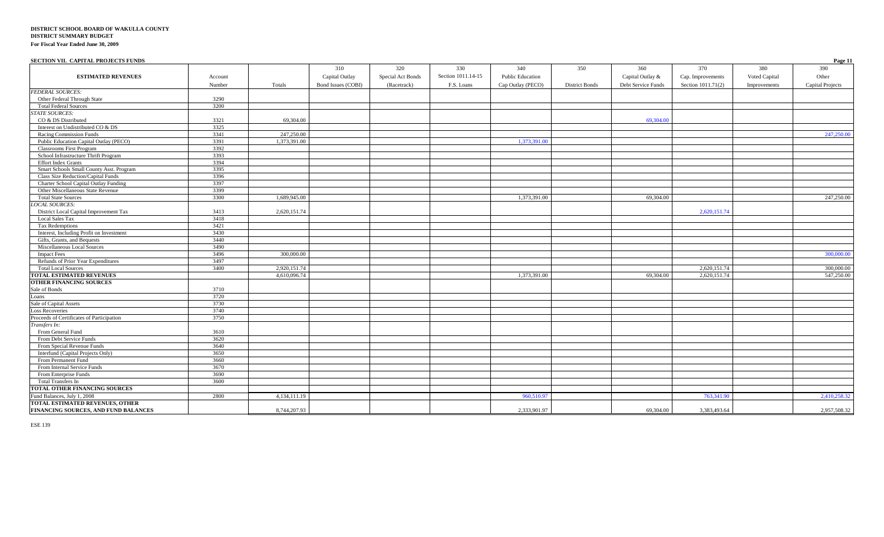**DISTRICT SCHOOL BOARD OF WAKULLA COUNTY**
**DISTRICT SUMMARY BUDGET**
**For Fiscal Year Ended June 30, 2009**

**SECTION VII. CAPITAL PROJECTS FUNDS**

| ESTIMATED REVENUES | Account Number | Totals | 310 Capital Outlay Bond Issues (COBI) | 320 Special Act Bonds (Racetrack) | 330 Section 1011.14-15 F.S. Loans | 340 Public Education Cap Outlay (PECO) | 350 District Bonds | 360 Capital Outlay & Debt Service Funds | 370 Cap. Improvements Section 1011.71(2) | 380 Voted Capital Improvements | 390 Other Capital Projects |
|---|---|---|---|---|---|---|---|---|---|---|---|
| *FEDERAL SOURCES:* | | | | | | | | | | | |
| Other Federal Through State | 3290 | | | | | | | | | | |
| Total Federal Sources | 3200 | | | | | | | | | | |
| *STATE SOURCES:* | | | | | | | | | | | |
| CO & DS Distributed | 3321 | 69,304.00 | | | | | | 69,304.00 | | | |
| Interest on Undistributed CO & DS | 3325 | | | | | | | | | | |
| Racing Commission Funds | 3341 | 247,250.00 | | | | | | | | | 247,250.00 |
| Public Education Capital Outlay (PECO) | 3391 | 1,373,391.00 | | | | 1,373,391.00 | | | | | |
| Classrooms First Program | 3392 | | | | | | | | | | |
| School Infrastructure Thrift Program | 3393 | | | | | | | | | | |
| Effort Index Grants | 3394 | | | | | | | | | | |
| Smart Schools Small County Asst. Program | 3395 | | | | | | | | | | |
| Class Size Reduction/Capital Funds | 3396 | | | | | | | | | | |
| Charter School Capital Outlay Funding | 3397 | | | | | | | | | | |
| Other Miscellaneous State Revenue | 3399 | | | | | | | | | | |
| Total State Sources | 3300 | 1,689,945.00 | | | | 1,373,391.00 | | 69,304.00 | | | 247,250.00 |
| *LOCAL SOURCES:* | | | | | | | | | | | |
| District Local Capital Improvement Tax | 3413 | 2,620,151.74 | | | | | | | 2,620,151.74 | | |
| Local Sales Tax | 3418 | | | | | | | | | | |
| Tax Redemptions | 3421 | | | | | | | | | | |
| Interest, Including Profit on Investment | 3430 | | | | | | | | | | |
| Gifts, Grants, and Bequests | 3440 | | | | | | | | | | |
| Miscellaneous Local Sources | 3490 | | | | | | | | | | |
| Impact Fees | 3496 | 300,000.00 | | | | | | | | | 300,000.00 |
| Refunds of Prior Year Expenditures | 3497 | | | | | | | | | | |
| Total Local Sources | 3400 | 2,920,151.74 | | | | | | | 2,620,151.74 | | 300,000.00 |
| **TOTAL ESTIMATED REVENUES** | | 4,610,096.74 | | | | 1,373,391.00 | | 69,304.00 | 2,620,151.74 | | 547,250.00 |
| **OTHER FINANCING SOURCES** | | | | | | | | | | | |
| Sale of Bonds | 3710 | | | | | | | | | | |
| Loans | 3720 | | | | | | | | | | |
| Sale of Capital Assets | 3730 | | | | | | | | | | |
| Loss Recoveries | 3740 | | | | | | | | | | |
| Proceeds of Certificates of Participation | 3750 | | | | | | | | | | |
| *Transfers In:* | | | | | | | | | | | |
| From General Fund | 3610 | | | | | | | | | | |
| From Debt Service Funds | 3620 | | | | | | | | | | |
| From Special Revenue Funds | 3640 | | | | | | | | | | |
| Interfund (Capital Projects Only) | 3650 | | | | | | | | | | |
| From Permanent Fund | 3660 | | | | | | | | | | |
| From Internal Service Funds | 3670 | | | | | | | | | | |
| From Enterprise Funds | 3690 | | | | | | | | | | |
| Total Transfers In | 3600 | | | | | | | | | | |
| **TOTAL OTHER FINANCING SOURCES** | | | | | | | | | | | |
| Fund Balances, July 1, 2008 | 2800 | 4,134,111.19 | | | | 960,510.97 | | | 763,341.90 | | 2,410,258.32 |
| **TOTAL ESTIMATED REVENUES, OTHER FINANCING SOURCES, AND FUND BALANCES** | | 8,744,207.93 | | | | 2,333,901.97 | | 69,304.00 | 3,383,493.64 | | 2,957,508.32 |

ESE 139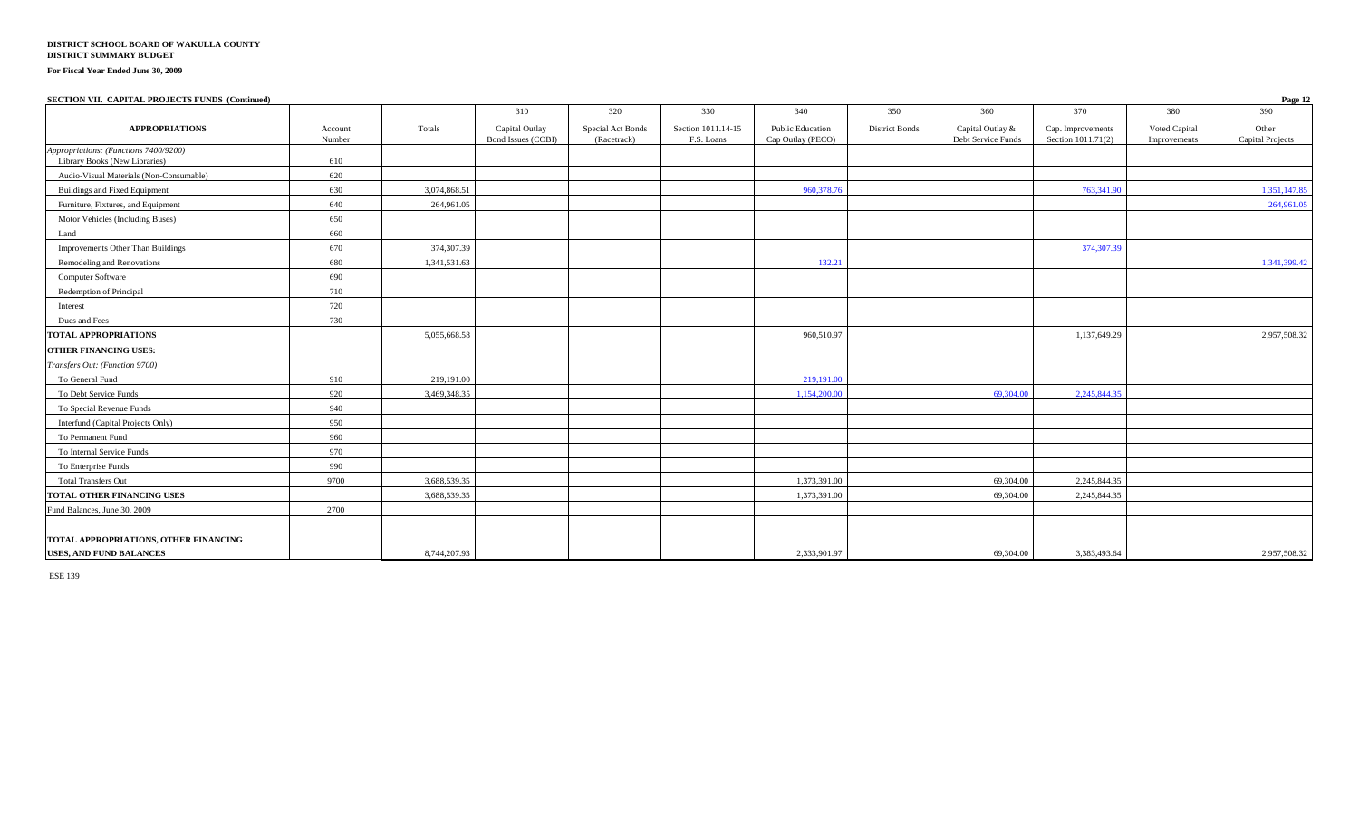**DISTRICT SCHOOL BOARD OF WAKULLA COUNTY**
**DISTRICT SUMMARY BUDGET**

**For Fiscal Year Ended June 30, 2009**

**SECTION VII. CAPITAL PROJECTS FUNDS (Continued)**

| APPROPRIATIONS | Account Number | Totals | 310 Capital Outlay Bond Issues (COBI) | 320 Special Act Bonds (Racetrack) | 330 Section 1011.14-15 F.S. Loans | 340 Public Education Cap Outlay (PECO) | 350 District Bonds | 360 Capital Outlay & Debt Service Funds | 370 Cap. Improvements Section 1011.71(2) | 380 Voted Capital Improvements | 390 Other Capital Projects |
|---|---|---|---|---|---|---|---|---|---|---|---|
| *Appropriations: (Functions 7400/9200)* Library Books (New Libraries) | 610 | | | | | | | | | | |
| Audio-Visual Materials (Non-Consumable) | 620 | | | | | | | | | | |
| Buildings and Fixed Equipment | 630 | 3,074,868.51 | | | | 960,378.76 | | | 763,341.90 | | 1,351,147.85 |
| Furniture, Fixtures, and Equipment | 640 | 264,961.05 | | | | | | | | | 264,961.05 |
| Motor Vehicles (Including Buses) | 650 | | | | | | | | | | |
| Land | 660 | | | | | | | | | | |
| Improvements Other Than Buildings | 670 | 374,307.39 | | | | | | | 374,307.39 | | |
| Remodeling and Renovations | 680 | 1,341,531.63 | | | | 132.21 | | | | | 1,341,399.42 |
| Computer Software | 690 | | | | | | | | | | |
| Redemption of Principal | 710 | | | | | | | | | | |
| Interest | 720 | | | | | | | | | | |
| Dues and Fees | 730 | | | | | | | | | | |
| **TOTAL APPROPRIATIONS** | | 5,055,668.58 | | | | 960,510.97 | | | 1,137,649.29 | | 2,957,508.32 |
| **OTHER FINANCING USES:** | | | | | | | | | | | |
| *Transfers Out: (Function 9700)* | | | | | | | | | | | |
| To General Fund | 910 | 219,191.00 | | | | 219,191.00 | | | | | |
| To Debt Service Funds | 920 | 3,469,348.35 | | | | 1,154,200.00 | | 69,304.00 | 2,245,844.35 | | |
| To Special Revenue Funds | 940 | | | | | | | | | | |
| Interfund (Capital Projects Only) | 950 | | | | | | | | | | |
| To Permanent Fund | 960 | | | | | | | | | | |
| To Internal Service Funds | 970 | | | | | | | | | | |
| To Enterprise Funds | 990 | | | | | | | | | | |
| Total Transfers Out | 9700 | 3,688,539.35 | | | | 1,373,391.00 | | 69,304.00 | 2,245,844.35 | | |
| **TOTAL OTHER FINANCING USES** | | 3,688,539.35 | | | | 1,373,391.00 | | 69,304.00 | 2,245,844.35 | | |
| Fund Balances, June 30, 2009 | 2700 | | | | | | | | | | |
| **TOTAL APPROPRIATIONS, OTHER FINANCING USES, AND FUND BALANCES** | | 8,744,207.93 | | | | 2,333,901.97 | | 69,304.00 | 3,383,493.64 | | 2,957,508.32 |

ESE 139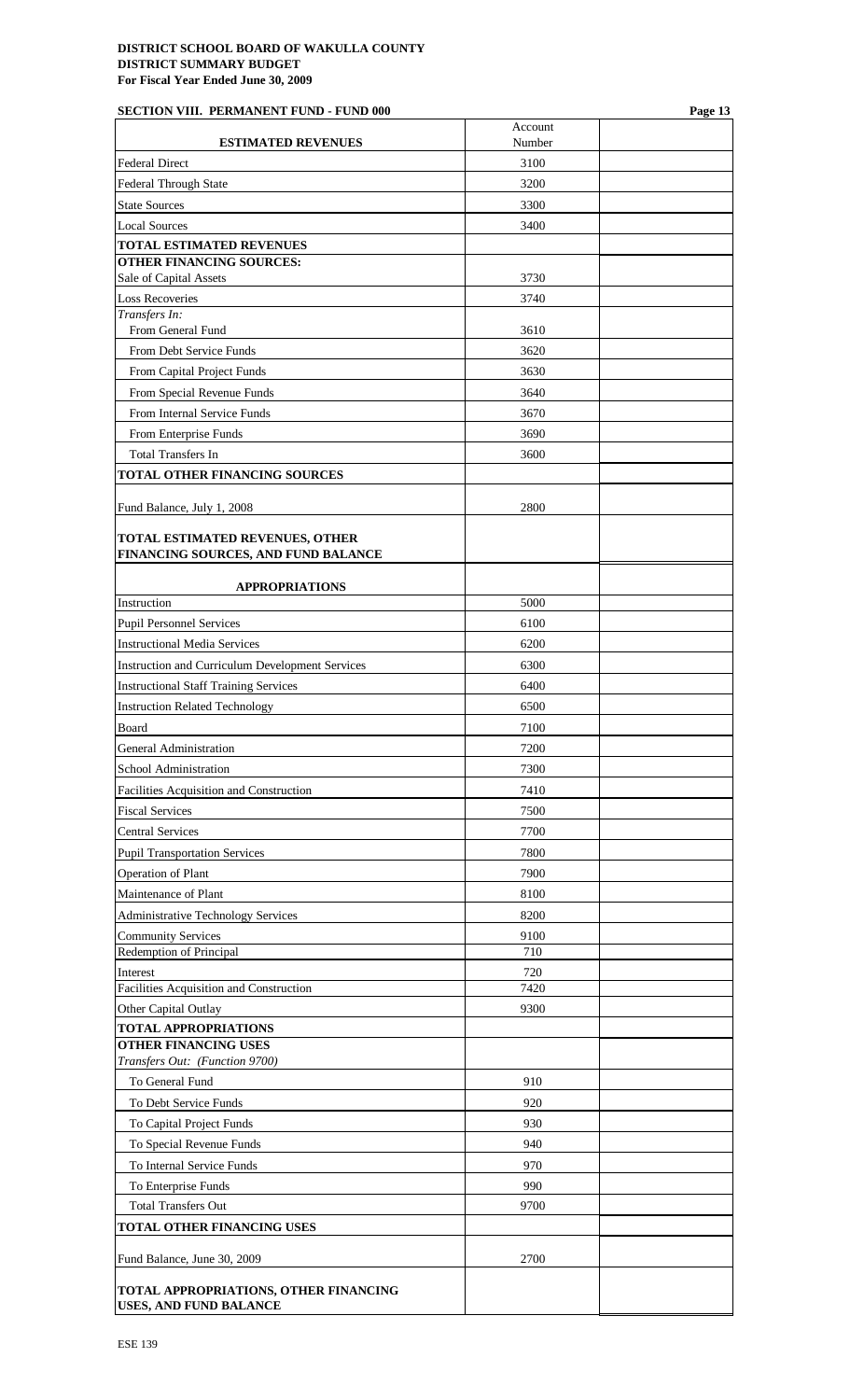**DISTRICT SCHOOL BOARD OF WAKULLA COUNTY**
**DISTRICT SUMMARY BUDGET**
**For Fiscal Year Ended June 30, 2009**

**SECTION VIII. PERMANENT FUND - FUND 000**

| ESTIMATED REVENUES | Account Number | |
|---|---|---|
| Federal Direct | 3100 | |
| Federal Through State | 3200 | |
| State Sources | 3300 | |
| Local Sources | 3400 | |
| **TOTAL ESTIMATED REVENUES** | | |
| **OTHER FINANCING SOURCES:** | | |
| Sale of Capital Assets | 3730 | |
| Loss Recoveries | 3740 | |
| *Transfers In:* | | |
| From General Fund | 3610 | |
| From Debt Service Funds | 3620 | |
| From Capital Project Funds | 3630 | |
| From Special Revenue Funds | 3640 | |
| From Internal Service Funds | 3670 | |
| From Enterprise Funds | 3690 | |
| Total Transfers In | 3600 | |
| **TOTAL OTHER FINANCING SOURCES** | | |
| Fund Balance, July 1, 2008 | 2800 | |
| **TOTAL ESTIMATED REVENUES, OTHER FINANCING SOURCES, AND FUND BALANCE** | | |
| **APPROPRIATIONS** | | |
| Instruction | 5000 | |
| Pupil Personnel Services | 6100 | |
| Instructional Media Services | 6200 | |
| Instruction and Curriculum Development Services | 6300 | |
| Instructional Staff Training Services | 6400 | |
| Instruction Related Technology | 6500 | |
| Board | 7100 | |
| General Administration | 7200 | |
| School Administration | 7300 | |
| Facilities Acquisition and Construction | 7410 | |
| Fiscal Services | 7500 | |
| Central Services | 7700 | |
| Pupil Transportation Services | 7800 | |
| Operation of Plant | 7900 | |
| Maintenance of Plant | 8100 | |
| Administrative Technology Services | 8200 | |
| Community Services | 9100 | |
| Redemption of Principal | 710 | |
| Interest | 720 | |
| Facilities Acquisition and Construction | 7420 | |
| Other Capital Outlay | 9300 | |
| **TOTAL APPROPRIATIONS** | | |
| **OTHER FINANCING USES** | | |
| *Transfers Out: (Function 9700)* | | |
| To General Fund | 910 | |
| To Debt Service Funds | 920 | |
| To Capital Project Funds | 930 | |
| To Special Revenue Funds | 940 | |
| To Internal Service Funds | 970 | |
| To Enterprise Funds | 990 | |
| Total Transfers Out | 9700 | |
| **TOTAL OTHER FINANCING USES** | | |
| Fund Balance, June 30, 2009 | 2700 | |
| **TOTAL APPROPRIATIONS, OTHER FINANCING USES, AND FUND BALANCE** | | |

ESE 139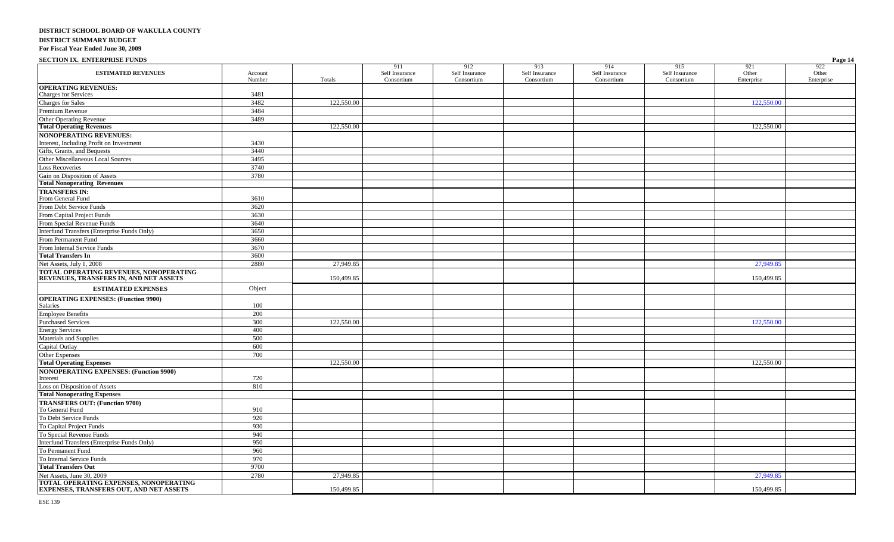**DISTRICT SCHOOL BOARD OF WAKULLA COUNTY**

**DISTRICT SUMMARY BUDGET**

**For Fiscal Year Ended June 30, 2009**

**SECTION IX. ENTERPRISE FUNDS**

| ESTIMATED REVENUES | Account Number | Totals | 911 Self Insurance Consortium | 912 Self Insurance Consortium | 913 Self Insurance Consortium | 914 Self Insurance Consortium | 915 Self Insurance Consortium | 921 Other Enterprise | 922 Other Enterprise |
|---|---|---|---|---|---|---|---|---|---|
| **OPERATING REVENUES:** | | | | | | | | | |
| Charges for Services | 3481 | | | | | | | | |
| Charges for Sales | 3482 | 122,550.00 | | | | | | 122,550.00 | |
| Premium Revenue | 3484 | | | | | | | | |
| Other Operating Revenue | 3489 | | | | | | | | |
| **Total Operating Revenues** | | 122,550.00 | | | | | | 122,550.00 | |
| **NONOPERATING REVENUES:** | | | | | | | | | |
| Interest, Including Profit on Investment | 3430 | | | | | | | | |
| Gifts, Grants, and Bequests | 3440 | | | | | | | | |
| Other Miscellaneous Local Sources | 3495 | | | | | | | | |
| Loss Recoveries | 3740 | | | | | | | | |
| Gain on Disposition of Assets | 3780 | | | | | | | | |
| **Total Nonoperating Revenues** | | | | | | | | | |
| **TRANSFERS IN:** | | | | | | | | | |
| From General Fund | 3610 | | | | | | | | |
| From Debt Service Funds | 3620 | | | | | | | | |
| From Capital Project Funds | 3630 | | | | | | | | |
| From Special Revenue Funds | 3640 | | | | | | | | |
| Interfund Transfers (Enterprise Funds Only) | 3650 | | | | | | | | |
| From Permanent Fund | 3660 | | | | | | | | |
| From Internal Service Funds | 3670 | | | | | | | | |
| **Total Transfers In** | 3600 | | | | | | | | |
| Net Assets, July 1, 2008 | 2880 | 27,949.85 | | | | | | 27,949.85 | |
| **TOTAL OPERATING REVENUES, NONOPERATING REVENUES, TRANSFERS IN, AND NET ASSETS** | | 150,499.85 | | | | | | 150,499.85 | |
| **ESTIMATED EXPENSES** | Object | | | | | | | | |
| **OPERATING EXPENSES: (Function 9900)** | | | | | | | | | |
| Salaries | 100 | | | | | | | | |
| Employee Benefits | 200 | | | | | | | | |
| Purchased Services | 300 | 122,550.00 | | | | | | 122,550.00 | |
| Energy Services | 400 | | | | | | | | |
| Materials and Supplies | 500 | | | | | | | | |
| Capital Outlay | 600 | | | | | | | | |
| Other Expenses | 700 | | | | | | | | |
| **Total Operating Expenses** | | 122,550.00 | | | | | | 122,550.00 | |
| **NONOPERATING EXPENSES: (Function 9900)** | | | | | | | | | |
| Interest | 720 | | | | | | | | |
| Loss on Disposition of Assets | 810 | | | | | | | | |
| **Total Nonoperating Expenses** | | | | | | | | | |
| **TRANSFERS OUT: (Function 9700)** | | | | | | | | | |
| To General Fund | 910 | | | | | | | | |
| To Debt Service Funds | 920 | | | | | | | | |
| To Capital Project Funds | 930 | | | | | | | | |
| To Special Revenue Funds | 940 | | | | | | | | |
| Interfund Transfers (Enterprise Funds Only) | 950 | | | | | | | | |
| To Permanent Fund | 960 | | | | | | | | |
| To Internal Service Funds | 970 | | | | | | | | |
| **Total Transfers Out** | 9700 | | | | | | | | |
| Net Assets, June 30, 2009 | 2780 | 27,949.85 | | | | | | 27,949.85 | |
| **TOTAL OPERATING EXPENSES, NONOPERATING EXPENSES, TRANSFERS OUT, AND NET ASSETS** | | 150,499.85 | | | | | | 150,499.85 | |

ESE 139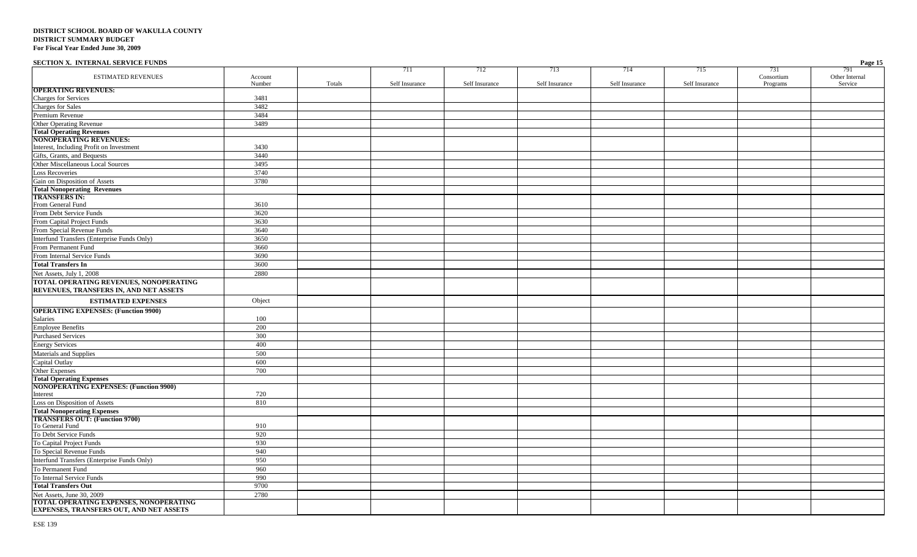**DISTRICT SCHOOL BOARD OF WAKULLA COUNTY**
**DISTRICT SUMMARY BUDGET**
**For Fiscal Year Ended June 30, 2009**

**SECTION X. INTERNAL SERVICE FUNDS**

| ESTIMATED REVENUES | Account Number | Totals | 711 Self Insurance | 712 Self Insurance | 713 Self Insurance | 714 Self Insurance | 715 Self Insurance | 731 Consortium Programs | 791 Other Internal Service |
|---|---|---|---|---|---|---|---|---|---|
| **OPERATING REVENUES:** | | | | | | | | | |
| Charges for Services | 3481 | | | | | | | | |
| Charges for Sales | 3482 | | | | | | | | |
| Premium Revenue | 3484 | | | | | | | | |
| Other Operating Revenue | 3489 | | | | | | | | |
| **Total Operating Revenues** | | | | | | | | | |
| **NONOPERATING REVENUES:** | | | | | | | | | |
| Interest, Including Profit on Investment | 3430 | | | | | | | | |
| Gifts, Grants, and Bequests | 3440 | | | | | | | | |
| Other Miscellaneous Local Sources | 3495 | | | | | | | | |
| Loss Recoveries | 3740 | | | | | | | | |
| Gain on Disposition of Assets | 3780 | | | | | | | | |
| **Total Nonoperating Revenues** | | | | | | | | | |
| **TRANSFERS IN:** | | | | | | | | | |
| From General Fund | 3610 | | | | | | | | |
| From Debt Service Funds | 3620 | | | | | | | | |
| From Capital Project Funds | 3630 | | | | | | | | |
| From Special Revenue Funds | 3640 | | | | | | | | |
| Interfund Transfers (Enterprise Funds Only) | 3650 | | | | | | | | |
| From Permanent Fund | 3660 | | | | | | | | |
| From Internal Service Funds | 3690 | | | | | | | | |
| **Total Transfers In** | 3600 | | | | | | | | |
| Net Assets, July 1, 2008 | 2880 | | | | | | | | |
| **TOTAL OPERATING REVENUES, NONOPERATING REVENUES, TRANSFERS IN, AND NET ASSETS** | | | | | | | | | |
| **ESTIMATED EXPENSES** | Object | | | | | | | | |
| **OPERATING EXPENSES: (Function 9900)** | | | | | | | | | |
| Salaries | 100 | | | | | | | | |
| Employee Benefits | 200 | | | | | | | | |
| Purchased Services | 300 | | | | | | | | |
| Energy Services | 400 | | | | | | | | |
| Materials and Supplies | 500 | | | | | | | | |
| Capital Outlay | 600 | | | | | | | | |
| Other Expenses | 700 | | | | | | | | |
| **Total Operating Expenses** | | | | | | | | | |
| **NONOPERATING EXPENSES: (Function 9900)** | | | | | | | | | |
| Interest | 720 | | | | | | | | |
| Loss on Disposition of Assets | 810 | | | | | | | | |
| **Total Nonoperating Expenses** | | | | | | | | | |
| **TRANSFERS OUT: (Function 9700)** | | | | | | | | | |
| To General Fund | 910 | | | | | | | | |
| To Debt Service Funds | 920 | | | | | | | | |
| To Capital Project Funds | 930 | | | | | | | | |
| To Special Revenue Funds | 940 | | | | | | | | |
| Interfund Transfers (Enterprise Funds Only) | 950 | | | | | | | | |
| To Permanent Fund | 960 | | | | | | | | |
| To Internal Service Funds | 990 | | | | | | | | |
| **Total Transfers Out** | 9700 | | | | | | | | |
| Net Assets, June 30, 2009 | 2780 | | | | | | | | |
| **TOTAL OPERATING EXPENSES, NONOPERATING EXPENSES, TRANSFERS OUT, AND NET ASSETS** | | | | | | | | | |

ESE 139